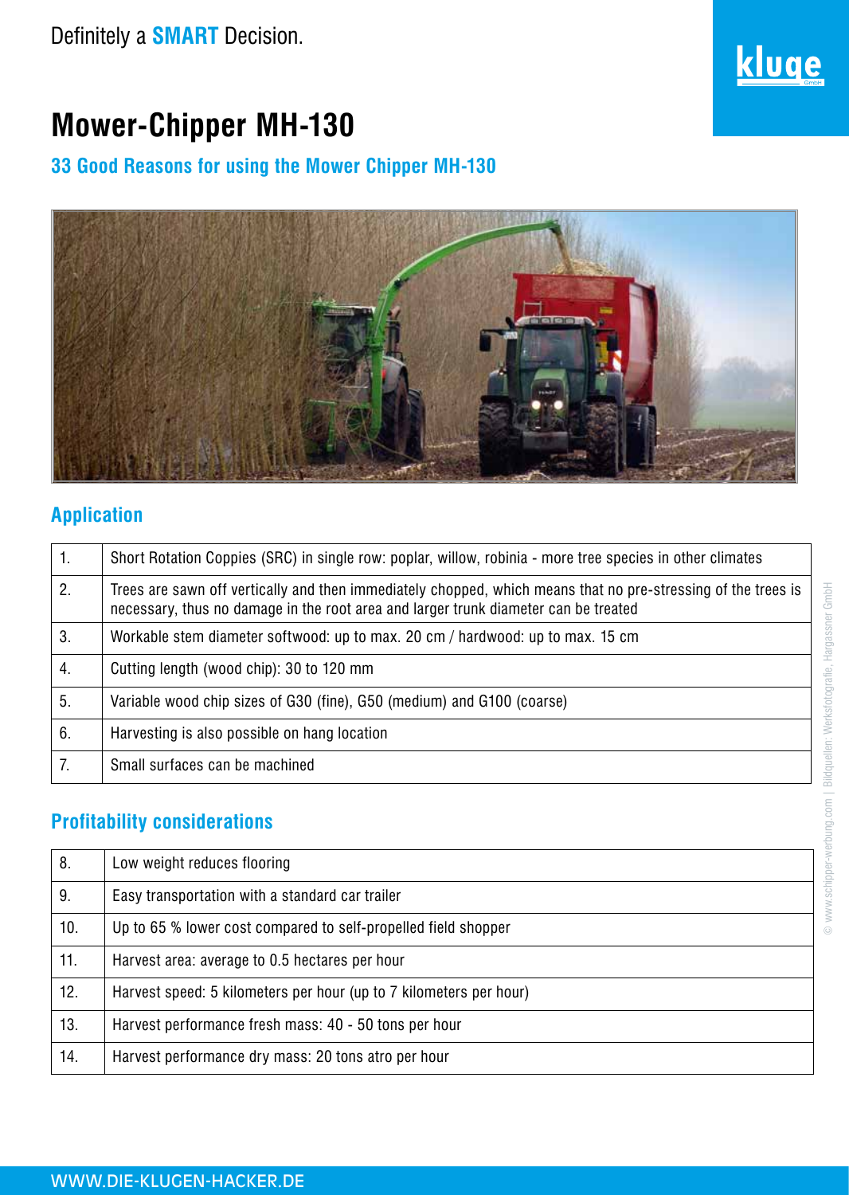Definitely a **SMART** Decision.

kluge

# Mower-Chipper MH-130

## 33 Good Reasons for using the Mower Chipper MH-130

## Application

| | |
|---|---|
| 1. | Short Rotation Coppies (SRC) in single row: poplar, willow, robinia - more tree species in other climates |
| 2. | Trees are sawn off vertically and then immediately chopped, which means that no pre-stressing of the trees is necessary, thus no damage in the root area and larger trunk diameter can be treated |
| 3. | Workable stem diameter softwood: up to max. 20 cm / hardwood: up to max. 15 cm |
| 4. | Cutting length (wood chip): 30 to 120 mm |
| 5. | Variable wood chip sizes of G30 (fine), G50 (medium) and G100 (coarse) |
| 6. | Harvesting is also possible on hang location |
| 7. | Small surfaces can be machined |

## Profitability considerations

| | |
|---|---|
| 8. | Low weight reduces flooring |
| 9. | Easy transportation with a standard car trailer |
| 10. | Up to 65 % lower cost compared to self-propelled field shopper |
| 11. | Harvest area: average to 0.5 hectares per hour |
| 12. | Harvest speed: 5 kilometers per hour (up to 7 kilometers per hour) |
| 13. | Harvest performance fresh mass: 40 - 50 tons per hour |
| 14. | Harvest performance dry mass: 20 tons atro per hour |

© www.schipper-werbung.com | Bildquellen: Werksfotografie, Hargassner GmbH

WWW.DIE-KLUGEN-HACKER.DE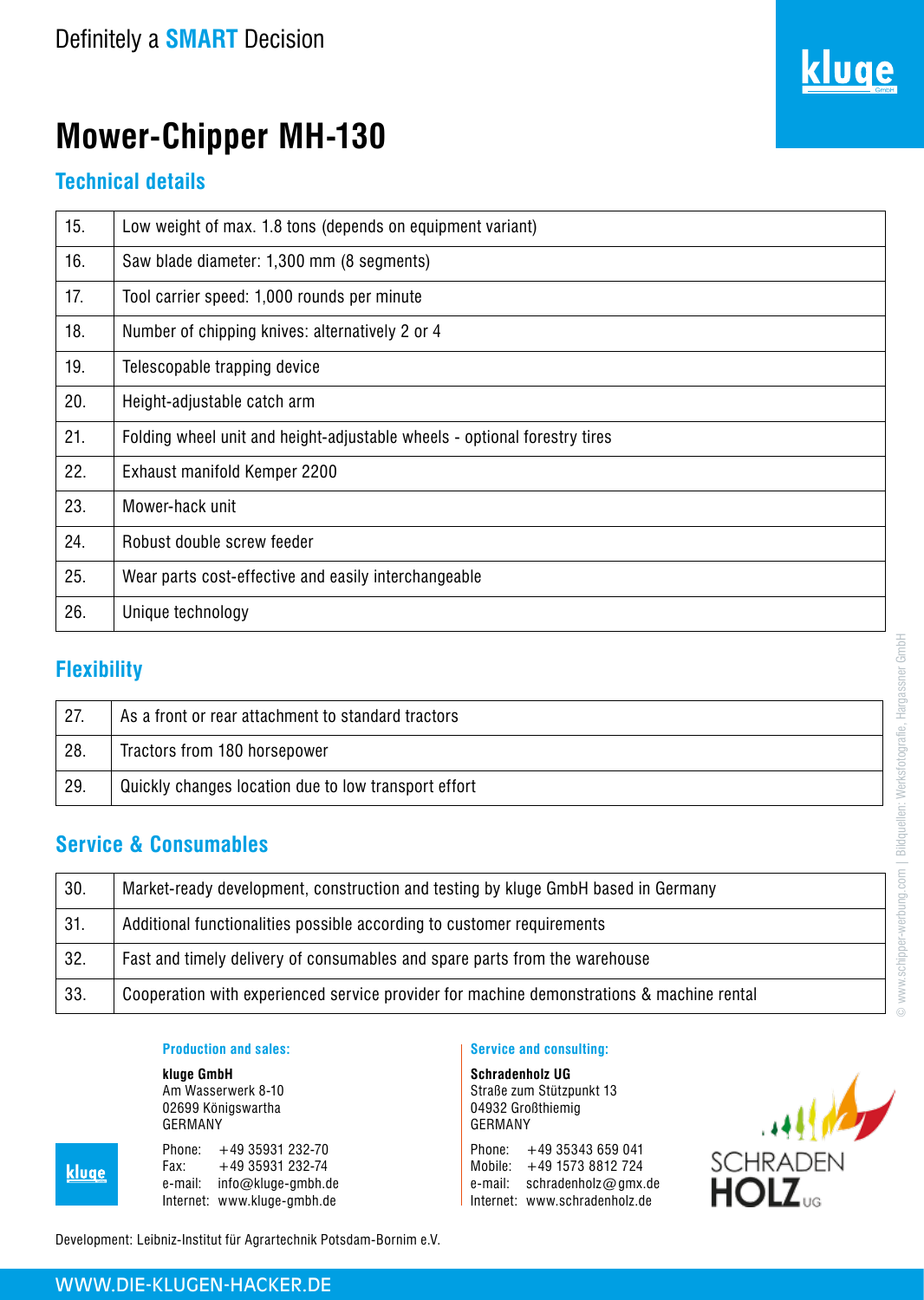Definitely a **SMART** Decision

# Mower-Chipper MH-130

## Technical details

| | |
|---|---|
| 15. | Low weight of max. 1.8 tons (depends on equipment variant) |
| 16. | Saw blade diameter: 1,300 mm (8 segments) |
| 17. | Tool carrier speed: 1,000 rounds per minute |
| 18. | Number of chipping knives: alternatively 2 or 4 |
| 19. | Telescopable trapping device |
| 20. | Height-adjustable catch arm |
| 21. | Folding wheel unit and height-adjustable wheels - optional forestry tires |
| 22. | Exhaust manifold Kemper 2200 |
| 23. | Mower-hack unit |
| 24. | Robust double screw feeder |
| 25. | Wear parts cost-effective and easily interchangeable |
| 26. | Unique technology |

## Flexibility

| | |
|---|---|
| 27. | As a front or rear attachment to standard tractors |
| 28. | Tractors from 180 horsepower |
| 29. | Quickly changes location due to low transport effort |

## Service & Consumables

| | |
|---|---|
| 30. | Market-ready development, construction and testing by kluge GmbH based in Germany |
| 31. | Additional functionalities possible according to customer requirements |
| 32. | Fast and timely delivery of consumables and spare parts from the warehouse |
| 33. | Cooperation with experienced service provider for machine demonstrations & machine rental |

**Production and sales:**

**kluge GmbH**
Am Wasserwerk 8-10
02699 Königswartha
GERMANY

Phone: +49 35931 232-70
Fax: +49 35931 232-74
e-mail: info@kluge-gmbh.de
Internet: www.kluge-gmbh.de

**Service and consulting:**

**Schradenholz UG**
Straße zum Stützpunkt 13
04932 Großthiemig
GERMANY

Phone: +49 35343 659 041
Mobile: +49 1573 8812 724
e-mail: schradenholz@gmx.de
Internet: www.schradenholz.de

Development: Leibniz-Institut für Agrartechnik Potsdam-Bornim e.V.

© www.schipper-werbung.com | Bildquellen: Werksfotografie, Hargassner GmbH

WWW.DIE-KLUGEN-HACKER.DE